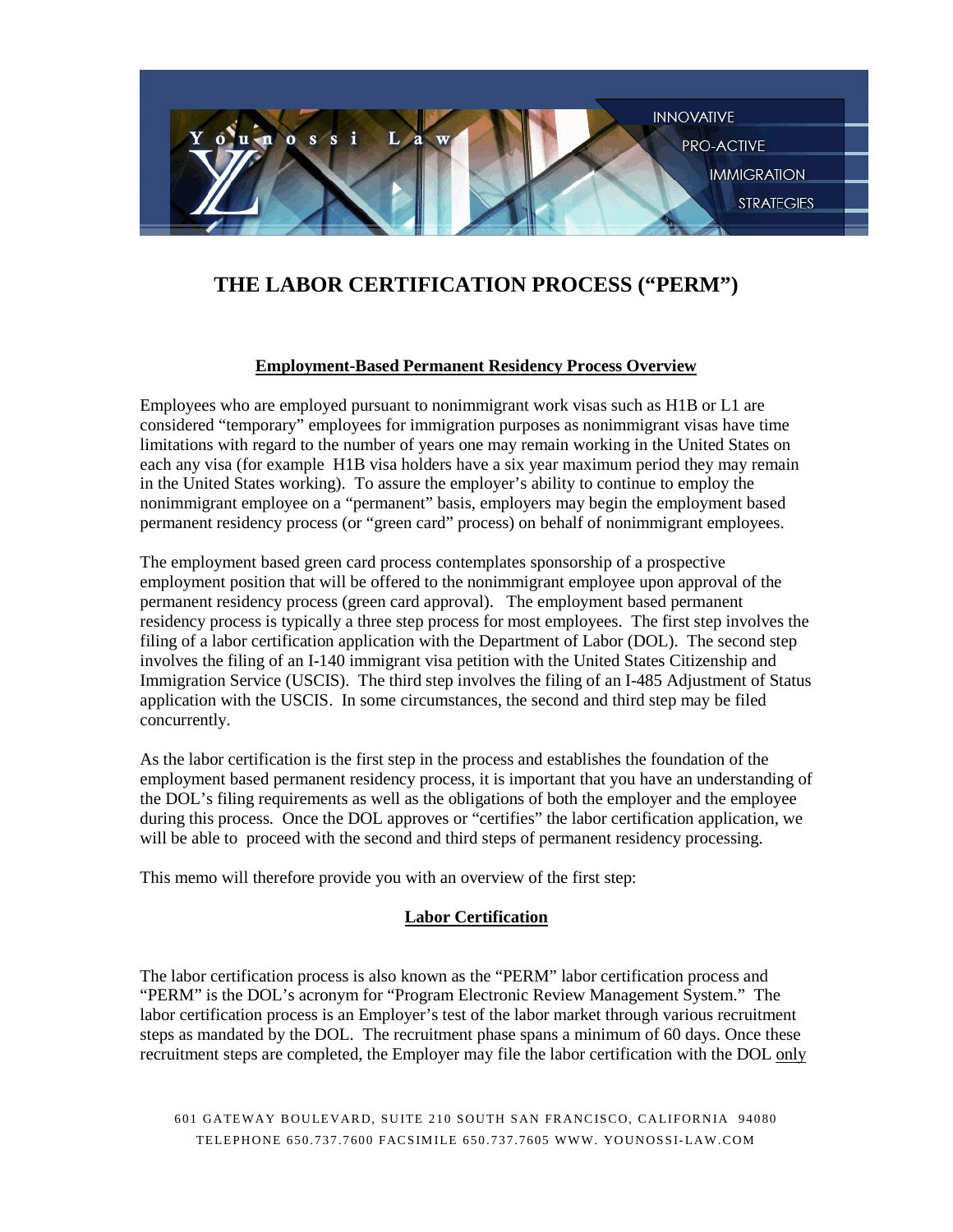# THE LABOR CERTIFICATION PROCESS ("PERM")

## Employment-Based Permanent Residency Process Overview

Employees who are employed pursuant to nonimmigrant work visas such as H1B or L1 are considered "temporary" employees for immigration purposes as nonimmigrant visas have time limitations with regard to the number of years one may remain working in the United States on each any visa (for example H1B visa holders have a six year maximum period they may remain in the United States working). To assure the employer's ability to continue to employ the nonimmigrant employee on a "permanent" basis, employers may begin the employment based permanent residency process (or "green card" process) on behalf of nonimmigrant employees.

The employment based green card process contemplates sponsorship of a prospective employment position that will be offered to the nonimmigrant employee upon approval of the permanent residency process (green card approval). The employment based permanent residency process is typically a three step process for most employees. The first step involves the filing of a labor certification application with the Department of Labor (DOL). The second step involves the filing of an I-140 immigrant visa petition with the United States Citizenship and Immigration Service (USCIS). The third step involves the filing of an I-485 Adjustment of Status application with the USCIS. In some circumstances, the second and third step may be filed concurrently.

As the labor certification is the first step in the process and establishes the foundation of the employment based permanent residency process, it is important that you have an understanding of the DOL's filing requirements as well as the obligations of both the employer and the employee during this process. Once the DOL approves or "certifies" the labor certification application, we will be able to proceed with the second and third steps of permanent residency processing.

This memo will therefore provide you with an overview of the first step:

## Labor Certification

The labor certification process is also known as the "PERM" labor certification process and "PERM" is the DOL's acronym for "Program Electronic Review Management System." The labor certification process is an Employer's test of the labor market through various recruitment steps as mandated by the DOL. The recruitment phase spans a minimum of 60 days. Once these recruitment steps are completed, the Employer may file the labor certification with the DOL only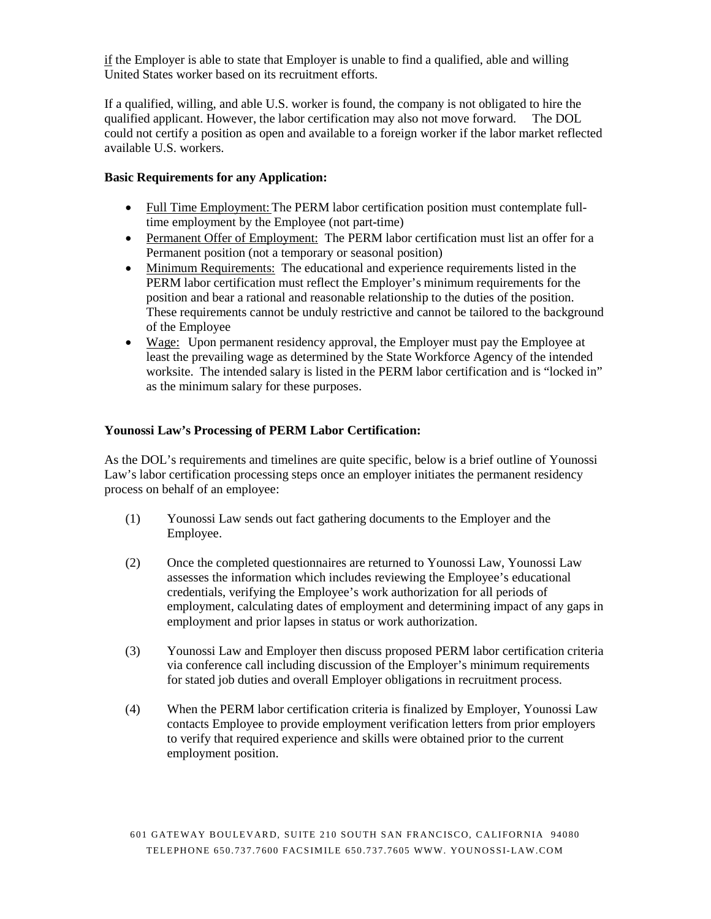<u>if</u> the Employer is able to state that Employer is unable to find a qualified, able and willing United States worker based on its recruitment efforts.

If a qualified, willing, and able U.S. worker is found, the company is not obligated to hire the qualified applicant. However, the labor certification may also not move forward. The DOL could not certify a position as open and available to a foreign worker if the labor market reflected available U.S. workers.

**Basic Requirements for any Application:**

- <u>Full Time Employment:</u> The PERM labor certification position must contemplate full-time employment by the Employee (not part-time)
- <u>Permanent Offer of Employment:</u> The PERM labor certification must list an offer for a Permanent position (not a temporary or seasonal position)
- <u>Minimum Requirements:</u> The educational and experience requirements listed in the PERM labor certification must reflect the Employer's minimum requirements for the position and bear a rational and reasonable relationship to the duties of the position. These requirements cannot be unduly restrictive and cannot be tailored to the background of the Employee
- <u>Wage:</u> Upon permanent residency approval, the Employer must pay the Employee at least the prevailing wage as determined by the State Workforce Agency of the intended worksite. The intended salary is listed in the PERM labor certification and is "locked in" as the minimum salary for these purposes.

**Younossi Law's Processing of PERM Labor Certification:**

As the DOL's requirements and timelines are quite specific, below is a brief outline of Younossi Law's labor certification processing steps once an employer initiates the permanent residency process on behalf of an employee:

(1) Younossi Law sends out fact gathering documents to the Employer and the Employee.

(2) Once the completed questionnaires are returned to Younossi Law, Younossi Law assesses the information which includes reviewing the Employee's educational credentials, verifying the Employee's work authorization for all periods of employment, calculating dates of employment and determining impact of any gaps in employment and prior lapses in status or work authorization.

(3) Younossi Law and Employer then discuss proposed PERM labor certification criteria via conference call including discussion of the Employer's minimum requirements for stated job duties and overall Employer obligations in recruitment process.

(4) When the PERM labor certification criteria is finalized by Employer, Younossi Law contacts Employee to provide employment verification letters from prior employers to verify that required experience and skills were obtained prior to the current employment position.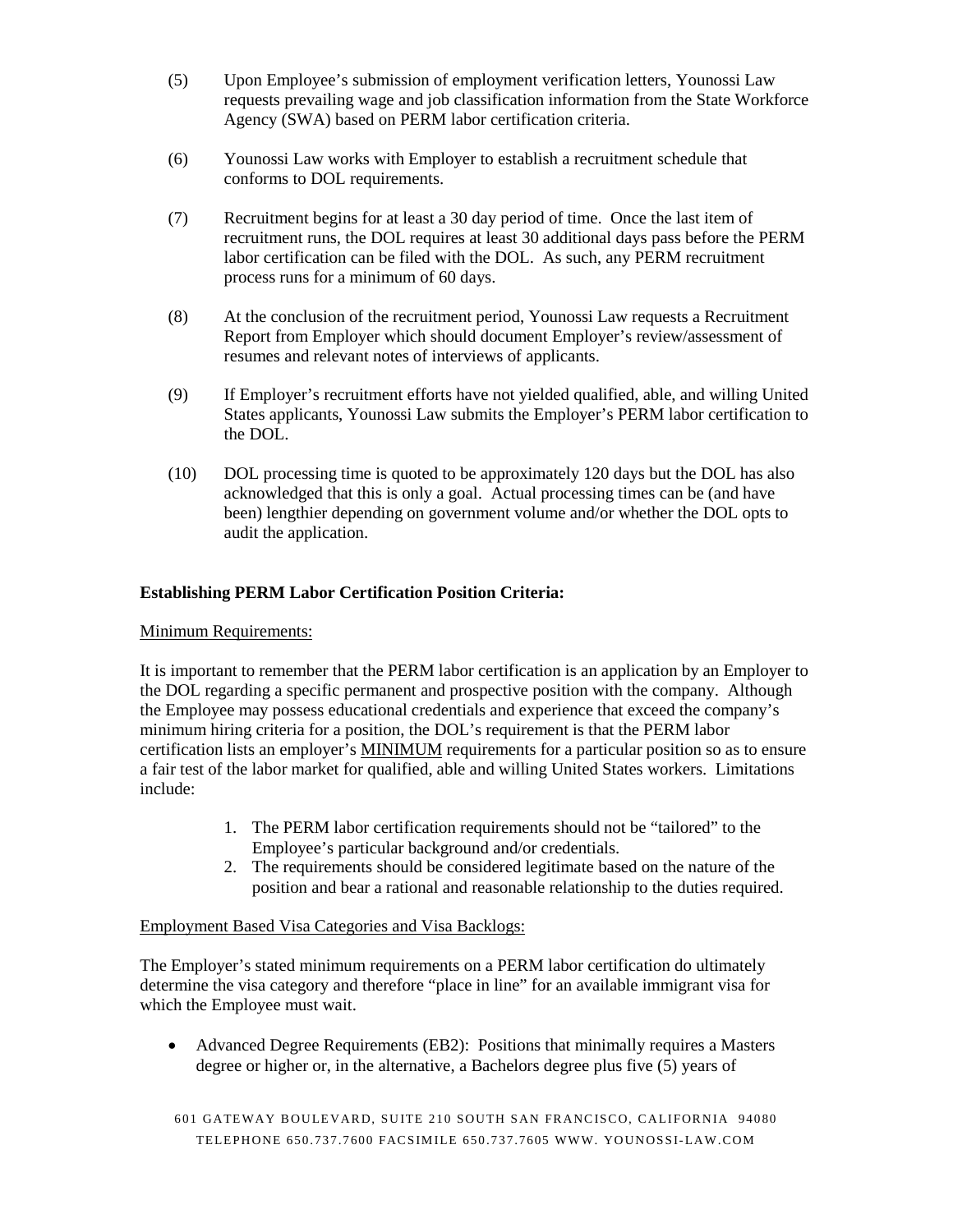(5) Upon Employee's submission of employment verification letters, Younossi Law requests prevailing wage and job classification information from the State Workforce Agency (SWA) based on PERM labor certification criteria.

(6) Younossi Law works with Employer to establish a recruitment schedule that conforms to DOL requirements.

(7) Recruitment begins for at least a 30 day period of time. Once the last item of recruitment runs, the DOL requires at least 30 additional days pass before the PERM labor certification can be filed with the DOL. As such, any PERM recruitment process runs for a minimum of 60 days.

(8) At the conclusion of the recruitment period, Younossi Law requests a Recruitment Report from Employer which should document Employer's review/assessment of resumes and relevant notes of interviews of applicants.

(9) If Employer's recruitment efforts have not yielded qualified, able, and willing United States applicants, Younossi Law submits the Employer's PERM labor certification to the DOL.

(10) DOL processing time is quoted to be approximately 120 days but the DOL has also acknowledged that this is only a goal. Actual processing times can be (and have been) lengthier depending on government volume and/or whether the DOL opts to audit the application.

**Establishing PERM Labor Certification Position Criteria:**

<u>Minimum Requirements:</u>

It is important to remember that the PERM labor certification is an application by an Employer to the DOL regarding a specific permanent and prospective position with the company. Although the Employee may possess educational credentials and experience that exceed the company's minimum hiring criteria for a position, the DOL's requirement is that the PERM labor certification lists an employer's <u>MINIMUM</u> requirements for a particular position so as to ensure a fair test of the labor market for qualified, able and willing United States workers. Limitations include:

1. The PERM labor certification requirements should not be "tailored" to the Employee's particular background and/or credentials.
2. The requirements should be considered legitimate based on the nature of the position and bear a rational and reasonable relationship to the duties required.

<u>Employment Based Visa Categories and Visa Backlogs:</u>

The Employer's stated minimum requirements on a PERM labor certification do ultimately determine the visa category and therefore "place in line" for an available immigrant visa for which the Employee must wait.

- Advanced Degree Requirements (EB2): Positions that minimally requires a Masters degree or higher or, in the alternative, a Bachelors degree plus five (5) years of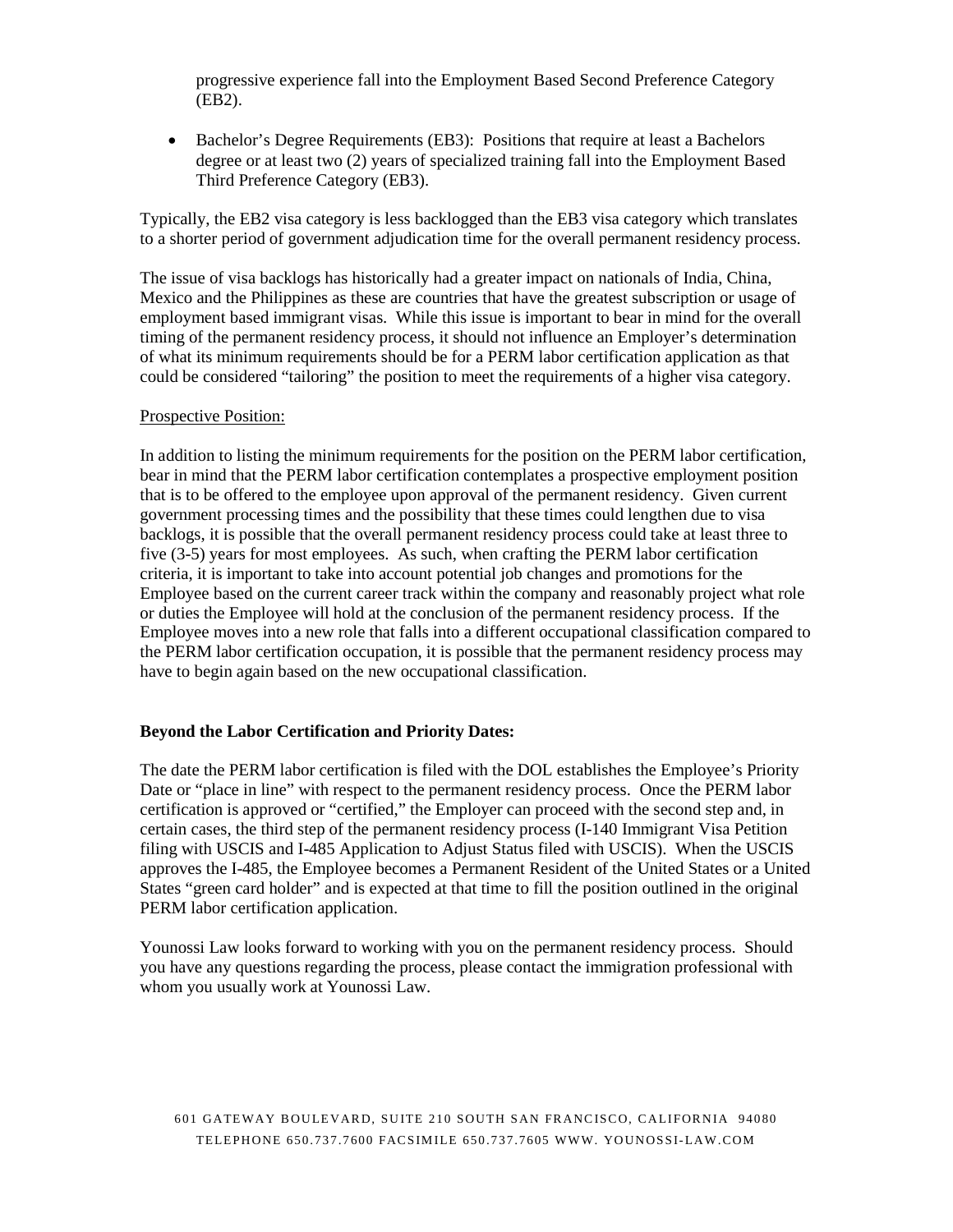progressive experience fall into the Employment Based Second Preference Category (EB2).

- Bachelor's Degree Requirements (EB3): Positions that require at least a Bachelors degree or at least two (2) years of specialized training fall into the Employment Based Third Preference Category (EB3).

Typically, the EB2 visa category is less backlogged than the EB3 visa category which translates to a shorter period of government adjudication time for the overall permanent residency process.

The issue of visa backlogs has historically had a greater impact on nationals of India, China, Mexico and the Philippines as these are countries that have the greatest subscription or usage of employment based immigrant visas. While this issue is important to bear in mind for the overall timing of the permanent residency process, it should not influence an Employer's determination of what its minimum requirements should be for a PERM labor certification application as that could be considered "tailoring" the position to meet the requirements of a higher visa category.

Prospective Position:

In addition to listing the minimum requirements for the position on the PERM labor certification, bear in mind that the PERM labor certification contemplates a prospective employment position that is to be offered to the employee upon approval of the permanent residency. Given current government processing times and the possibility that these times could lengthen due to visa backlogs, it is possible that the overall permanent residency process could take at least three to five (3-5) years for most employees. As such, when crafting the PERM labor certification criteria, it is important to take into account potential job changes and promotions for the Employee based on the current career track within the company and reasonably project what role or duties the Employee will hold at the conclusion of the permanent residency process. If the Employee moves into a new role that falls into a different occupational classification compared to the PERM labor certification occupation, it is possible that the permanent residency process may have to begin again based on the new occupational classification.

**Beyond the Labor Certification and Priority Dates:**

The date the PERM labor certification is filed with the DOL establishes the Employee's Priority Date or "place in line" with respect to the permanent residency process. Once the PERM labor certification is approved or "certified," the Employer can proceed with the second step and, in certain cases, the third step of the permanent residency process (I-140 Immigrant Visa Petition filing with USCIS and I-485 Application to Adjust Status filed with USCIS). When the USCIS approves the I-485, the Employee becomes a Permanent Resident of the United States or a United States "green card holder" and is expected at that time to fill the position outlined in the original PERM labor certification application.

Younossi Law looks forward to working with you on the permanent residency process. Should you have any questions regarding the process, please contact the immigration professional with whom you usually work at Younossi Law.